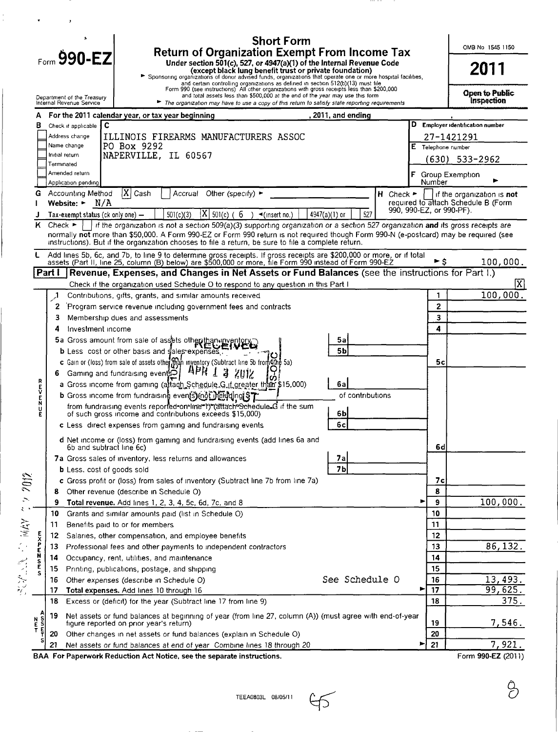Form **990-EZ**

# Short Form
# Return of Organization Exempt From Income Tax

**Under section 501(c), 527, or 4947(a)(1) of the Internal Revenue Code (except black lung benefit trust or private foundation)**

► Sponsoring organizations of donor advised funds, organizations that operate one or more hospital facilities, and certain controlling organizations as defined in section 512(b)(13) must file Form 990 (see instructions). All other organizations with gross receipts less than $200,000 and total assets less than $500,000 at the end of the year may use this form.

► The organization may have to use a copy of this return to satisfy state reporting requirements

Department of the Treasury
Internal Revenue Service

OMB No 1545 1150

**2011**

**Open to Public Inspection**

**A** For the 2011 calendar year, or tax year beginning , 2011, and ending ,

**B** Check if applicable: Address change / Name change / Initial return / Terminated / Amended return / Application pending

**C** ILLINOIS FIREARMS MANUFACTURERS ASSOC
PO Box 9292
NAPERVILLE, IL 60567

**D** Employer identification number: 27-1421291

**E** Telephone number: (630) 533-2962

**F** Group Exemption Number ►

**G** Accounting Method [X] Cash [ ] Accrual Other (specify) ►

**H** Check ► [ ] if the organization is **not** required to attach Schedule B (Form 990, 990-EZ, or 990-PF).

**I** Website: ► N/A

**J** Tax-exempt status (ck only one) — [ ] 501(c)(3) [X] 501(c) ( 6 ) ◄(insert no.) [ ] 4947(a)(1) or [ ] 527

**K** Check ► [ ] if the organization is not a section 509(a)(3) supporting organization or a section 527 organization **and** its gross receipts are normally **not** more than $50,000. A Form 990-EZ or Form 990 return is not required though Form 990-N (e-postcard) may be required (see instructions). But if the organization chooses to file a return, be sure to file a complete return.

**L** Add lines 5b, 6c, and 7b, to line 9 to determine gross receipts. If gross receipts are $200,000 or more, or if total assets (Part II, line 25, column (B) below) are $500,000 or more, file Form 990 instead of Form 990-EZ ► $ 100,000.

## Part I — Revenue, Expenses, and Changes in Net Assets or Fund Balances (see the instructions for Part I.)

Check if the organization used Schedule O to respond to any question in this Part I [X]

| | | | | | |
|---|---|---|---|---|---|
| **Revenue** | 1 | Contributions, gifts, grants, and similar amounts received | | 1 | 100,000. |
| | 2 | Program service revenue including government fees and contracts | | 2 | |
| | 3 | Membership dues and assessments | | 3 | |
| | 4 | Investment income | | 4 | |
| | 5a | Gross amount from sale of assets other than inventory | 5a | | |
| | b | Less cost or other basis and sales expenses | 5b | | |
| | c | Gain or (loss) from sale of assets other than inventory (Subtract line 5b from line 5a) | | 5c | |
| | 6 | Gaming and fundraising events | | | |
| | a | Gross income from gaming (attach Schedule G if greater than $15,000) | 6a | | |
| | b | Gross income from fundraising events (not including $ of contributions from fundraising events reported on line 1) (attach Schedule G if the sum of such gross income and contributions exceeds $15,000) | 6b | | |
| | c | Less direct expenses from gaming and fundraising events | 6c | | |
| | d | Net income or (loss) from gaming and fundraising events (add lines 6a and 6b and subtract line 6c) | | 6d | |
| | 7a | Gross sales of inventory, less returns and allowances | 7a | | |
| | b | Less cost of goods sold | 7b | | |
| | c | Gross profit or (loss) from sales of inventory (Subtract line 7b from line 7a) | | 7c | |
| | 8 | Other revenue (describe in Schedule O) | | 8 | |
| | 9 | **Total revenue.** Add lines 1, 2, 3, 4, 5c, 6d, 7c, and 8 ► | | 9 | 100,000. |
| **Expenses** | 10 | Grants and similar amounts paid (list in Schedule O) | | 10 | |
| | 11 | Benefits paid to or for members | | 11 | |
| | 12 | Salaries, other compensation, and employee benefits | | 12 | |
| | 13 | Professional fees and other payments to independent contractors | | 13 | 86,132. |
| | 14 | Occupancy, rent, utilities, and maintenance | | 14 | |
| | 15 | Printing, publications, postage, and shipping | | 15 | |
| | 16 | Other expenses (describe in Schedule O) — See Schedule O | | 16 | 13,493. |
| | 17 | **Total expenses.** Add lines 10 through 16 ► | | 17 | 99,625. |
| **Net Assets** | 18 | Excess or (deficit) for the year (Subtract line 17 from line 9) | | 18 | 375. |
| | 19 | Net assets or fund balances at beginning of year (from line 27, column (A)) (must agree with end-of-year figure reported on prior year's return) | | 19 | 7,546. |
| | 20 | Other changes in net assets or fund balances (explain in Schedule O) | | 20 | |
| | 21 | Net assets or fund balances at end of year Combine lines 18 through 20 ► | | 21 | 7,921. |

**BAA For Paperwork Reduction Act Notice, see the separate instructions.** Form **990-EZ** (2011)

TEEA0803L 08/05/11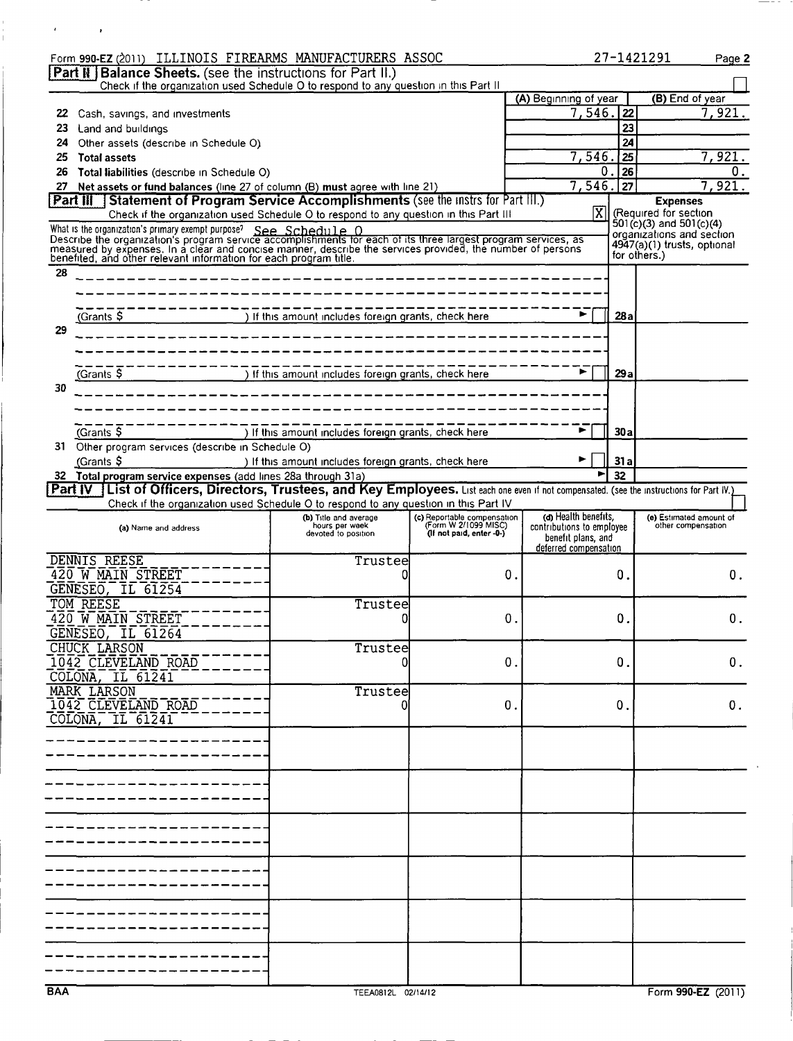Form 990-EZ (2011) ILLINOIS FIREARMS MANUFACTURERS ASSOC 27-1421291

## Part II Balance Sheets. (see the instructions for Part II.)

Check if the organization used Schedule O to respond to any question in this Part II ☐

| | | (A) Beginning of year | | (B) End of year |
|---|---|---|---|---|
| 22 | Cash, savings, and investments | 7,546. | 22 | 7,921. |
| 23 | Land and buildings | | 23 | |
| 24 | Other assets (describe in Schedule O) | | 24 | |
| 25 | **Total assets** | 7,546. | 25 | 7,921. |
| 26 | **Total liabilities** (describe in Schedule O) | 0. | 26 | 0. |
| 27 | **Net assets or fund balances** (line 27 of column (B) **must** agree with line 21) | 7,546. | 27 | 7,921. |

## Part III Statement of Program Service Accomplishments (see the instrs for Part III.)

Check if the organization used Schedule O to respond to any question in this Part III [X]

**Expenses** (Required for section 501(c)(3) and 501(c)(4) organizations and section 4947(a)(1) trusts, optional for others.)

What is the organization's primary exempt purpose? See Schedule O

Describe the organization's program service accomplishments for each of its three largest program services, as measured by expenses. In a clear and concise manner, describe the services provided, the number of persons benefited, and other relevant information for each program title.

| | | | |
|---|---|---|---|
| 28 | (Grants $ ) If this amount includes foreign grants, check here ☐ | 28a | |
| 29 | (Grants $ ) If this amount includes foreign grants, check here ☐ | 29a | |
| 30 | (Grants $ ) If this amount includes foreign grants, check here ☐ | 30a | |
| 31 | Other program services (describe in Schedule O) (Grants $ ) If this amount includes foreign grants, check here ☐ | 31a | |
| 32 | **Total program service expenses** (add lines 28a through 31a) | 32 | |

## Part IV List of Officers, Directors, Trustees, and Key Employees. List each one even if not compensated. (see the instructions for Part IV.)

Check if the organization used Schedule O to respond to any question in this Part IV ☐

| (a) Name and address | (b) Title and average hours per week devoted to position | (c) Reportable compensation (Form W-2/1099-MISC) (If not paid, enter -0-) | (d) Health benefits, contributions to employee benefit plans, and deferred compensation | (e) Estimated amount of other compensation |
|---|---|---|---|---|
| DENNIS REESE<br>420 W MAIN STREET<br>GENESEO, IL 61254 | Trustee<br>0 | 0. | 0. | 0. |
| TOM REESE<br>420 W MAIN STREET<br>GENESEO, IL 61264 | Trustee<br>0 | 0. | 0. | 0. |
| CHUCK LARSON<br>1042 CLEVELAND ROAD<br>COLONA, IL 61241 | Trustee<br>0 | 0. | 0. | 0. |
| MARK LARSON<br>1042 CLEVELAND ROAD<br>COLONA, IL 61241 | Trustee<br>0 | 0. | 0. | 0. |

BAA TEEA0812L 02/14/12 Form 990-EZ (2011)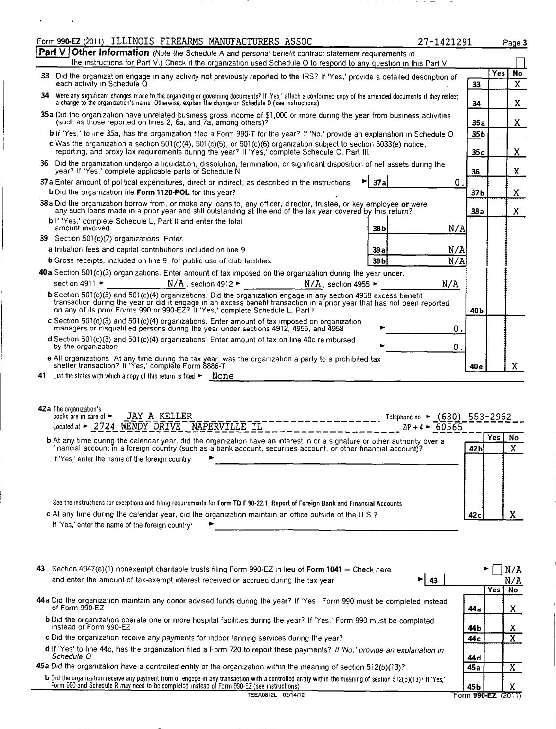Form 990-EZ (2011) ILLINOIS FIREARMS MANUFACTURERS ASSOC 27-1421291 Page 3

**Part V | Other Information** (Note the Schedule A and personal benefit contract statement requirements in the instructions for Part V.) Check if the organization used Schedule O to respond to any question in this Part V ☐

| | | | | Yes | No |
|---|---|---|---|---|---|
| 33 | Did the organization engage in any activity not previously reported to the IRS? If 'Yes,' provide a detailed description of each activity in Schedule O | | 33 | | X |
| 34 | Were any significant changes made to the organizing or governing documents? If 'Yes,' attach a conformed copy of the amended documents if they reflect a change to the organization's name Otherwise, explain the change on Schedule O (see instructions) | | 34 | | X |
| 35a | Did the organization have unrelated business gross income of $1,000 or more during the year from business activities (such as those reported on lines 2, 6a, and 7a, among others)? | | 35a | | X |
| b | If 'Yes,' to line 35a, has the organization filed a Form 990-T for the year? If 'No,' provide an explanation in Schedule O | | 35b | | |
| c | Was the organization a section 501(c)(4), 501(c)(5), or 501(c)(6) organization subject to section 6033(e) notice, reporting, and proxy tax requirements during the year? If 'Yes,' complete Schedule C, Part III | | 35c | | X |
| 36 | Did the organization undergo a liquidation, dissolution, termination, or significant disposition of net assets during the year? If 'Yes,' complete applicable parts of Schedule N | | 36 | | X |
| 37a | Enter amount of political expenditures, direct or indirect, as described in the instructions ► | 37a 0. | | | |
| b | Did the organization file **Form 1120-POL** for this year? | | 37b | | X |
| 38a | Did the organization borrow from, or make any loans to, any officer, director, trustee, or key employee or were any such loans made in a prior year and still outstanding at the end of the tax year covered by this return? | | 38a | | X |
| b | If 'Yes,' complete Schedule L, Part II and enter the total amount involved | 38b N/A | | | |
| 39 | Section 501(c)(7) organizations Enter. | | | | |
| a | Initiation fees and capital contributions included on line 9 | 39a N/A | | | |
| b | Gross receipts, included on line 9, for public use of club facilities | 39b N/A | | | |
| 40a | Section 501(c)(3) organizations. Enter amount of tax imposed on the organization during the year under. section 4911 ► N/A, section 4912 ► N/A, section 4955 ► N/A | | | | |
| b | Section 501(c)(3) and 501(c)(4) organizations. Did the organization engage in any section 4958 excess benefit transaction during the year or did it engage in an excess benefit transaction in a prior year that has not been reported on any of its prior Forms 990 or 990-EZ? If 'Yes,' complete Schedule L, Part I | | 40b | | |
| c | Section 501(c)(3) and 501(c)(4) organizations. Enter amount of tax imposed on organization managers or disqualified persons during the year under sections 4912, 4955, and 4958 ► | 0. | | | |
| d | Section 501(c)(3) and 501(c)(4) organizations Enter amount of tax on line 40c reimbursed by the organization ► | 0. | | | |
| e | All organizations At any time during the tax year, was the organization a party to a prohibited tax shelter transaction? If 'Yes,' complete Form 8886-T | | 40e | | X |

41 List the states with which a copy of this return is filed ► None

42a The organization's books are in care of ► JAY A KELLER Telephone no ► (630) 553-2962
Located at ► 2724 WENDY DRIVE NAPERVILLE IL ZIP + 4 ► 60565

| | | | Yes | No |
|---|---|---|---|---|
| b | At any time during the calendar year, did the organization have an interest in or a signature or other authority over a financial account in a foreign country (such as a bank account, securities account, or other financial account)? If 'Yes,' enter the name of the foreign country: ► | 42b | | X |
| | See the instructions for exceptions and filing requirements for **Form TD F 90-22.1, Report of Foreign Bank and Financial Accounts.** | | | |
| c | At any time during the calendar year, did the organization maintain an office outside of the U S ? If 'Yes,' enter the name of the foreign country· ► | 42c | | X |

43 Section 4947(a)(1) nonexempt charitable trusts filing Form 990-EZ in lieu of **Form 1041** — Check here ► ☐ N/A
and enter the amount of tax-exempt interest received or accrued during the tax year ► 43 N/A

| | | | Yes | No |
|---|---|---|---|---|
| 44a | Did the organization maintain any donor advised funds during the year? If 'Yes,' Form 990 must be completed instead of Form 990-EZ | 44a | | X |
| b | Did the organization operate one or more hospital facilities during the year? If 'Yes,' Form 990 must be completed instead of Form 990-EZ | 44b | | X |
| c | Did the organization receive any payments for indoor tanning services during the year? | 44c | | X |
| d | If 'Yes' to line 44c, has the organization filed a Form 720 to report these payments? *If 'No,' provide an explanation in Schedule O* | 44d | | |
| 45a | Did the organization have a controlled entity of the organization within the meaning of section 512(b)(13)? | 45a | | X |
| b | Did the organization receive any payment from or engage in any transaction with a controlled entity within the meaning of section 512(b)(13)? If 'Yes,' Form 990 and Schedule R may need to be completed instead of Form 990-EZ (see instructions) | 45b | | X |

TEEA0812L 02/14/12 Form **990-EZ** (2011)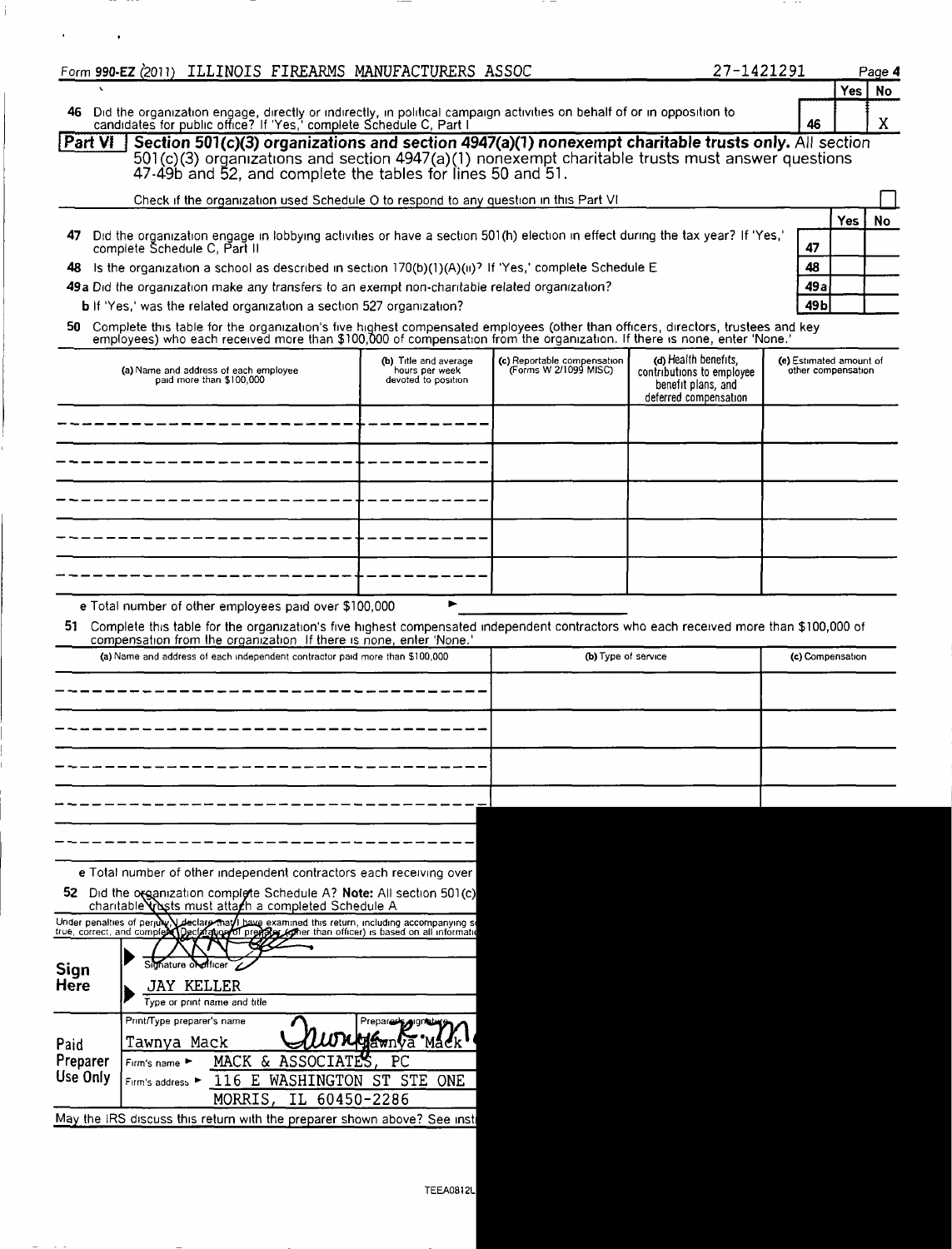Form 990-EZ (2011) ILLINOIS FIREARMS MANUFACTURERS ASSOC 27-1421291

| | | | Yes | No |
|---|---|---|---|---|
| 46 | Did the organization engage, directly or indirectly, in political campaign activities on behalf of or in opposition to candidates for public office? If 'Yes,' complete Schedule C, Part I | 46 | | X |

**Part VI** **Section 501(c)(3) organizations and section 4947(a)(1) nonexempt charitable trusts only.** All section 501(c)(3) organizations and section 4947(a)(1) nonexempt charitable trusts must answer questions 47-49b and 52, and complete the tables for lines 50 and 51.

Check if the organization used Schedule O to respond to any question in this Part VI ☐

| | | | Yes | No |
|---|---|---|---|---|
| 47 | Did the organization engage in lobbying activities or have a section 501(h) election in effect during the tax year? If 'Yes,' complete Schedule C, Part II | 47 | | |
| 48 | Is the organization a school as described in section 170(b)(1)(A)(ii)? If 'Yes,' complete Schedule E | 48 | | |
| 49a | Did the organization make any transfers to an exempt non-charitable related organization? | 49a | | |
| b | If 'Yes,' was the related organization a section 527 organization? | 49b | | |

50 Complete this table for the organization's five highest compensated employees (other than officers, directors, trustees and key employees) who each received more than $100,000 of compensation from the organization. If there is none, enter 'None.'

| (a) Name and address of each employee paid more than $100,000 | (b) Title and average hours per week devoted to position | (c) Reportable compensation (Forms W-2/1099-MISC) | (d) Health benefits, contributions to employee benefit plans, and deferred compensation | (e) Estimated amount of other compensation |
|---|---|---|---|---|
| | | | | |
| | | | | |
| | | | | |
| | | | | |
| | | | | |

e Total number of other employees paid over $100,000 ►

51 Complete this table for the organization's five highest compensated independent contractors who each received more than $100,000 of compensation from the organization. If there is none, enter 'None.'

| (a) Name and address of each independent contractor paid more than $100,000 | (b) Type of service | (c) Compensation |
|---|---|---|
| | | |
| | | |
| | | |
| | | |
| | | |

e Total number of other independent contractors each receiving over

52 Did the organization complete Schedule A? **Note:** All section 501(c) charitable trusts must attach a completed Schedule A

Under penalties of perjury, I declare that I have examined this return, including accompanying s true, correct, and complete. Declaration of preparer (other than officer) is based on all informati

**Sign Here**

Signature of officer

JAY KELLER

Type or print name and title

**Paid Preparer Use Only**

Print/Type preparer's name: Tawnya Mack

Preparer's signature: Tawnya Mack

Firm's name ► MACK & ASSOCIATES, PC

Firm's address ► 116 E WASHINGTON ST STE ONE MORRIS, IL 60450-2286

May the IRS discuss this return with the preparer shown above? See inst

TEEA0812L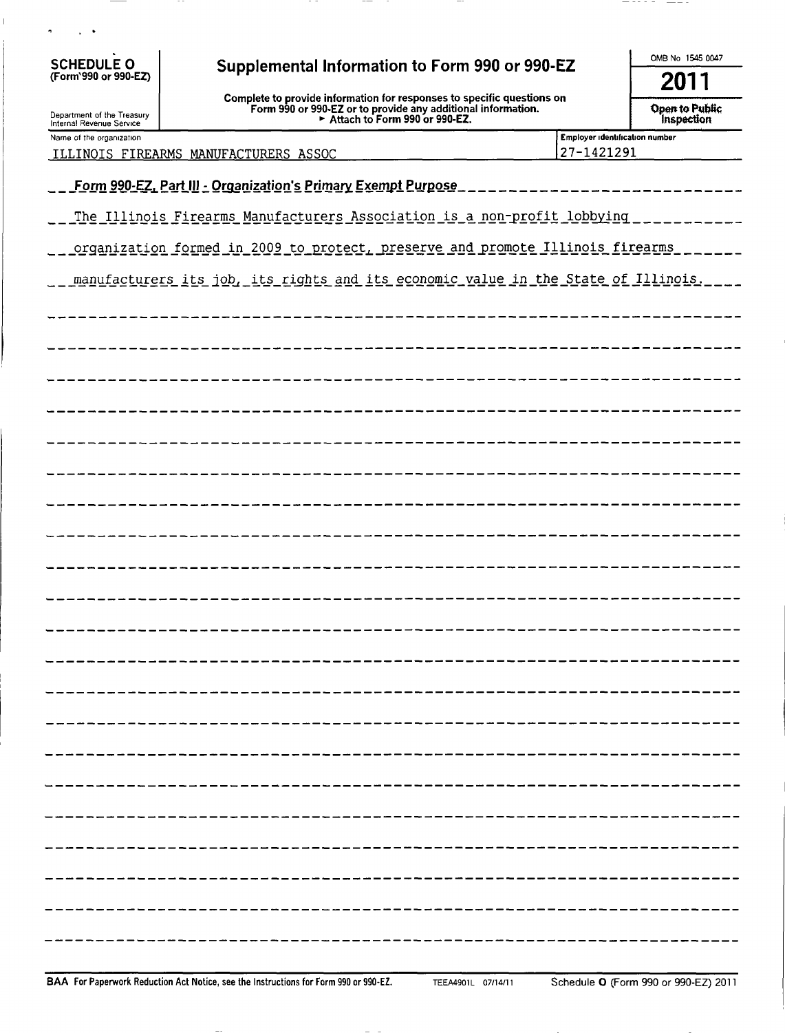**SCHEDULE O**
**(Form 990 or 990-EZ)**

Department of the Treasury
Internal Revenue Service

# Supplemental Information to Form 990 or 990-EZ

**Complete to provide information for responses to specific questions on Form 990 or 990-EZ or to provide any additional information.**
**► Attach to Form 990 or 990-EZ.**

OMB No 1545 0047

**2011**

**Open to Public Inspection**

| Name of the organization | Employer identification number |
|---|---|
| ILLINOIS FIREARMS MANUFACTURERS ASSOC | 27-1421291 |

**Form 990-EZ, Part III - Organization's Primary Exempt Purpose**

The Illinois Firearms Manufacturers Association is a non-profit lobbying organization formed in 2009 to protect, preserve and promote Illinois firearms manufacturers its job, its rights and its economic value in the State of Illinois.

BAA For Paperwork Reduction Act Notice, see the Instructions for Form 990 or 990-EZ. TEEA4901L 07/14/11 Schedule O (Form 990 or 990-EZ) 2011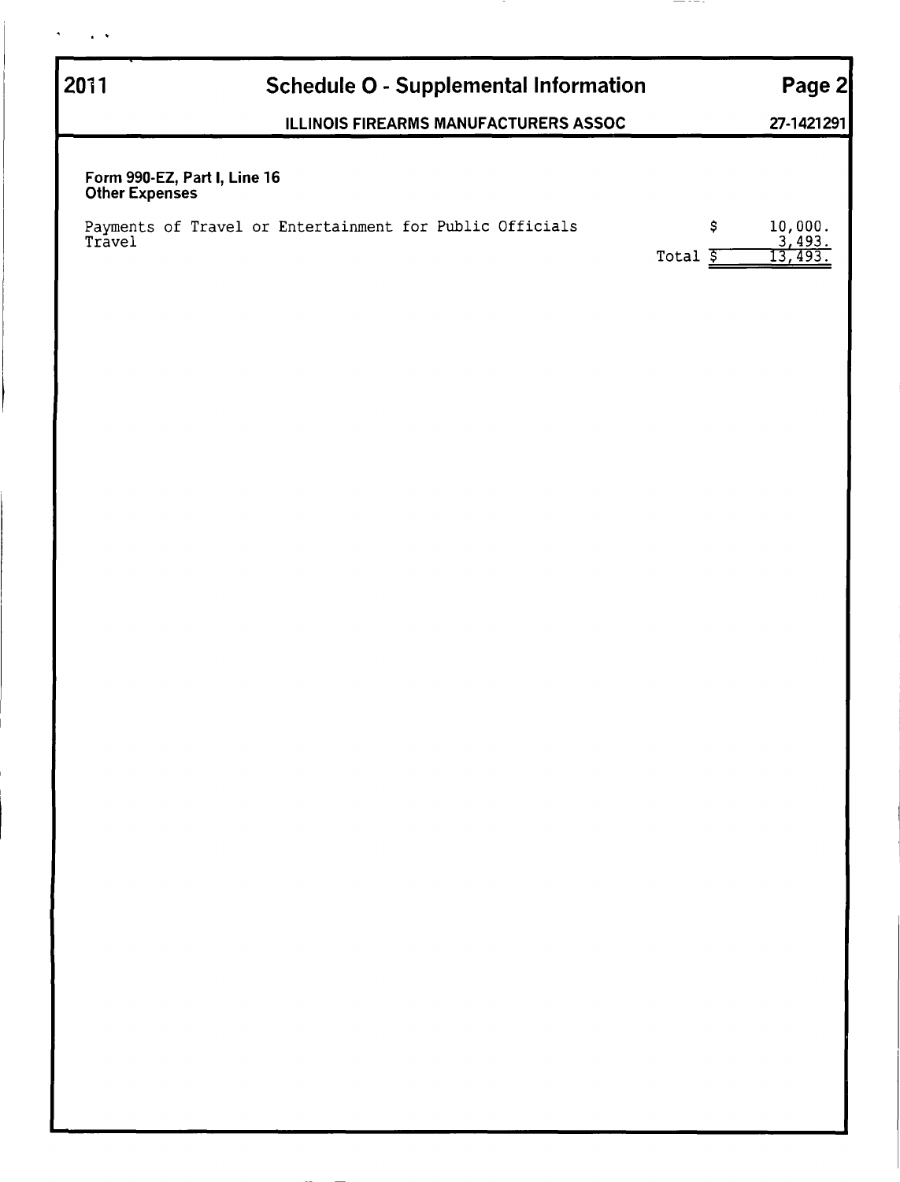# 2011 Schedule O - Supplemental Information

**ILLINOIS FIREARMS MANUFACTURERS ASSOC** 27-1421291

**Form 990-EZ, Part I, Line 16**
**Other Expenses**

| | | |
|---|---|---|
| Payments of Travel or Entertainment for Public Officials | $ | 10,000. |
| Travel | | 3,493. |
| | Total $ | 13,493. |